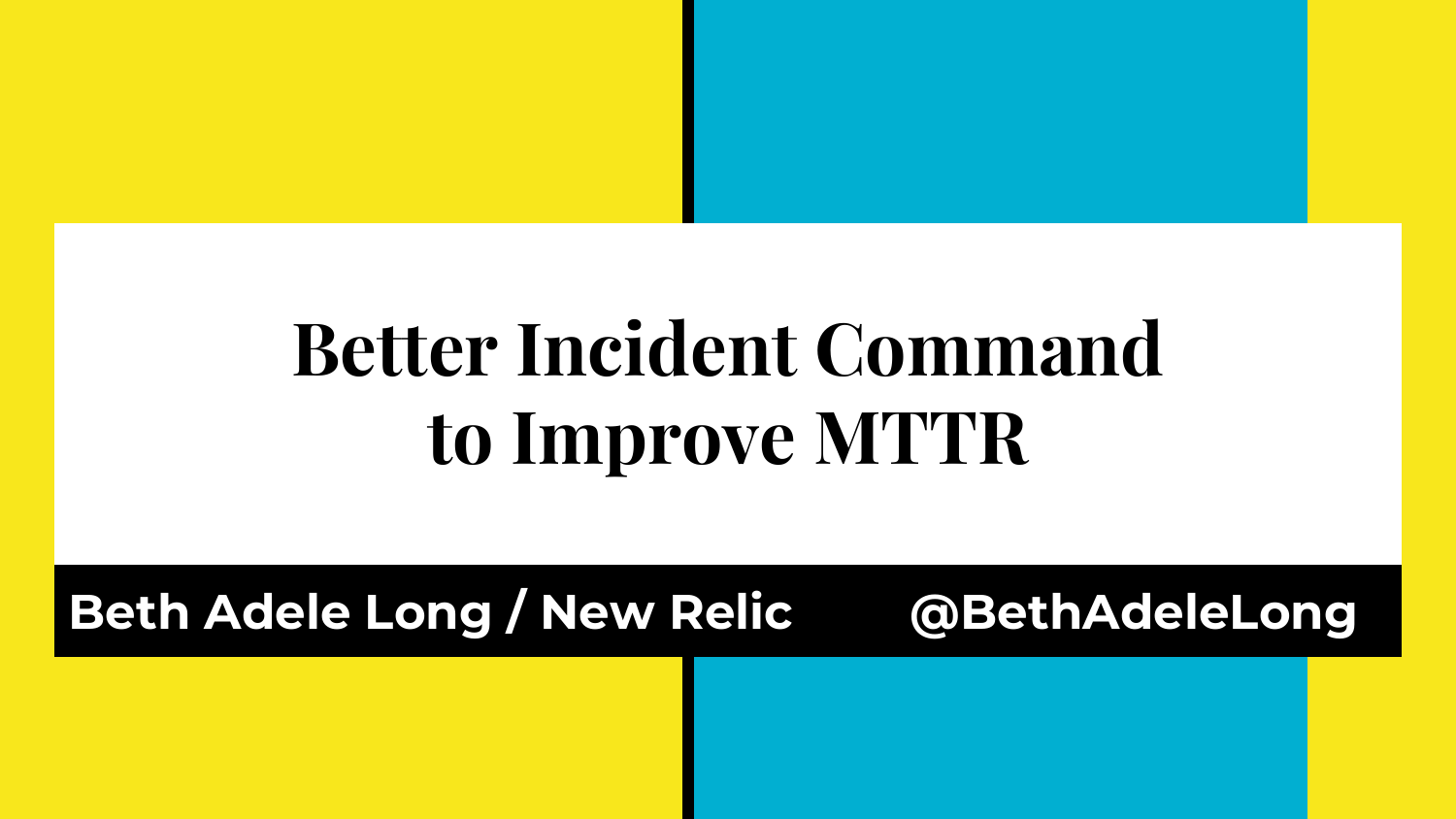# Better Incident Command to Improve MTTR

**Beth Adele Long / New Relic** **@BethAdeleLong**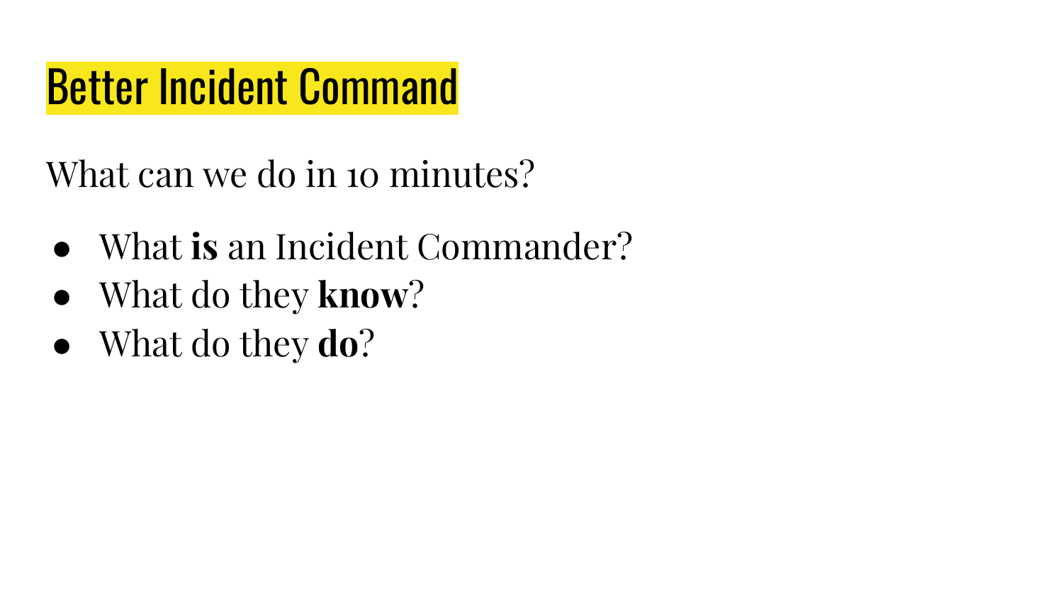# Better Incident Command

What can we do in 10 minutes?

- What **is** an Incident Commander?
- What do they **know**?
- What do they **do**?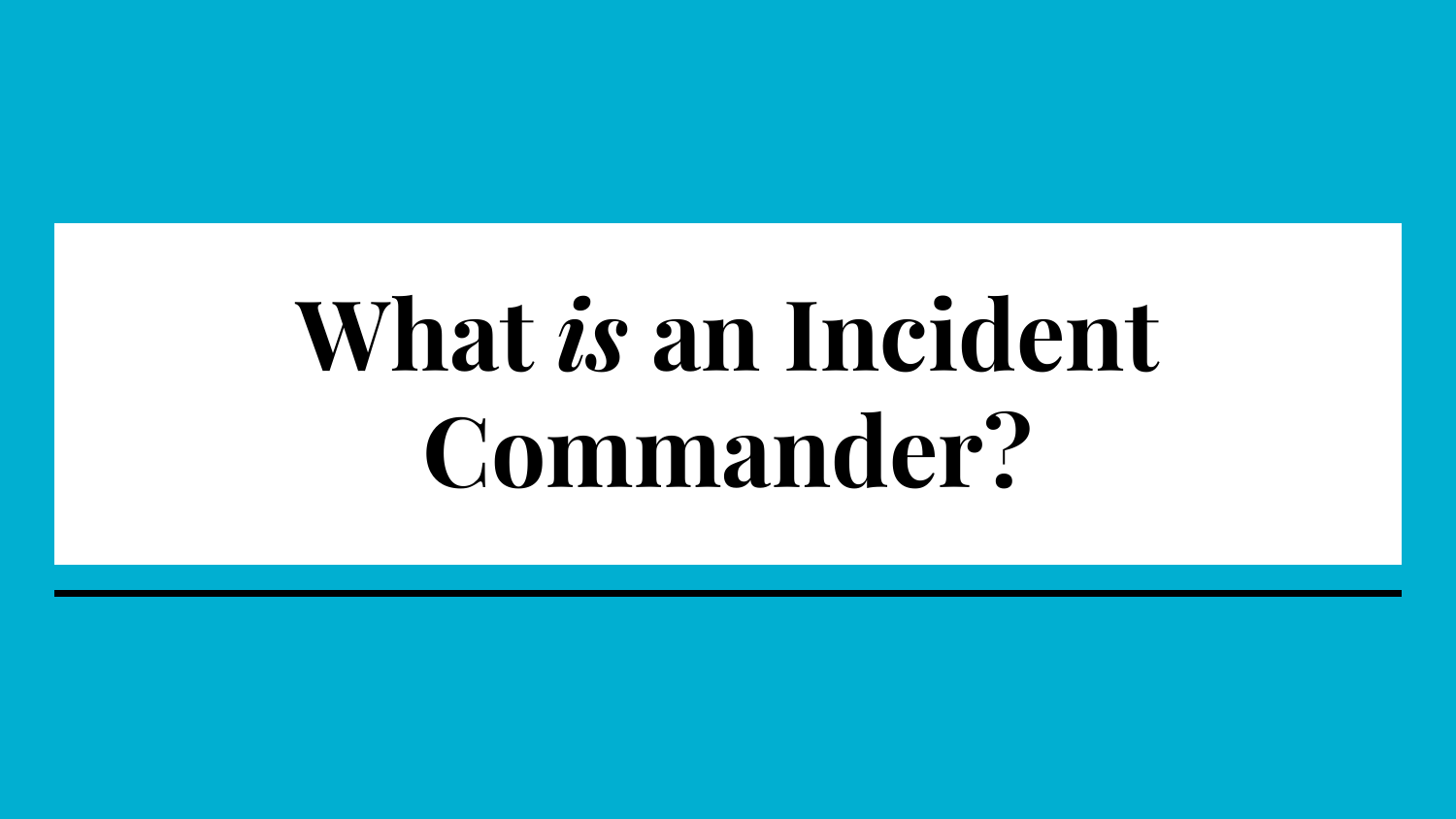# What *is* an Incident Commander?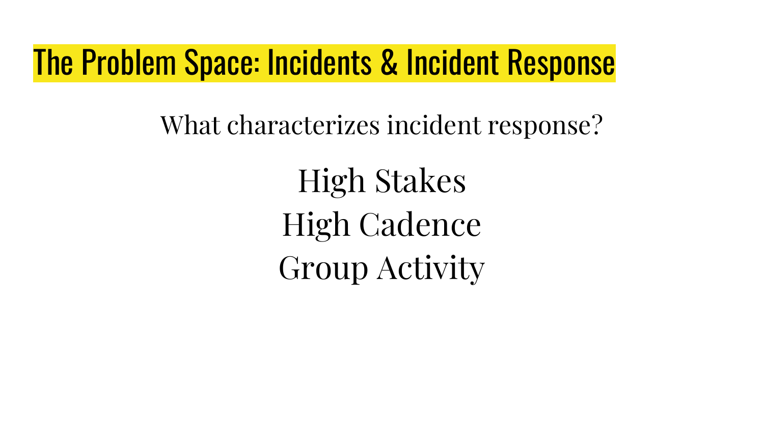# The Problem Space: Incidents & Incident Response

What characterizes incident response?

High Stakes

High Cadence

Group Activity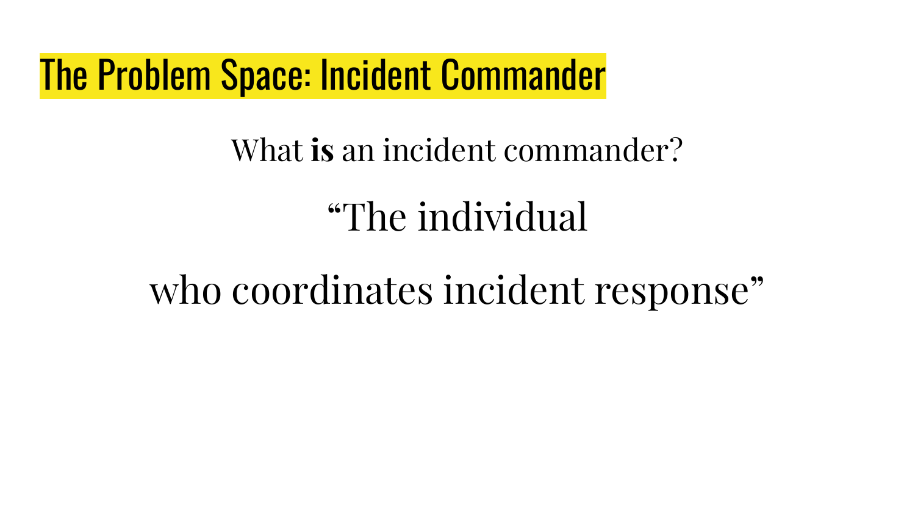# The Problem Space: Incident Commander

What **is** an incident commander?

"The individual

who coordinates incident response"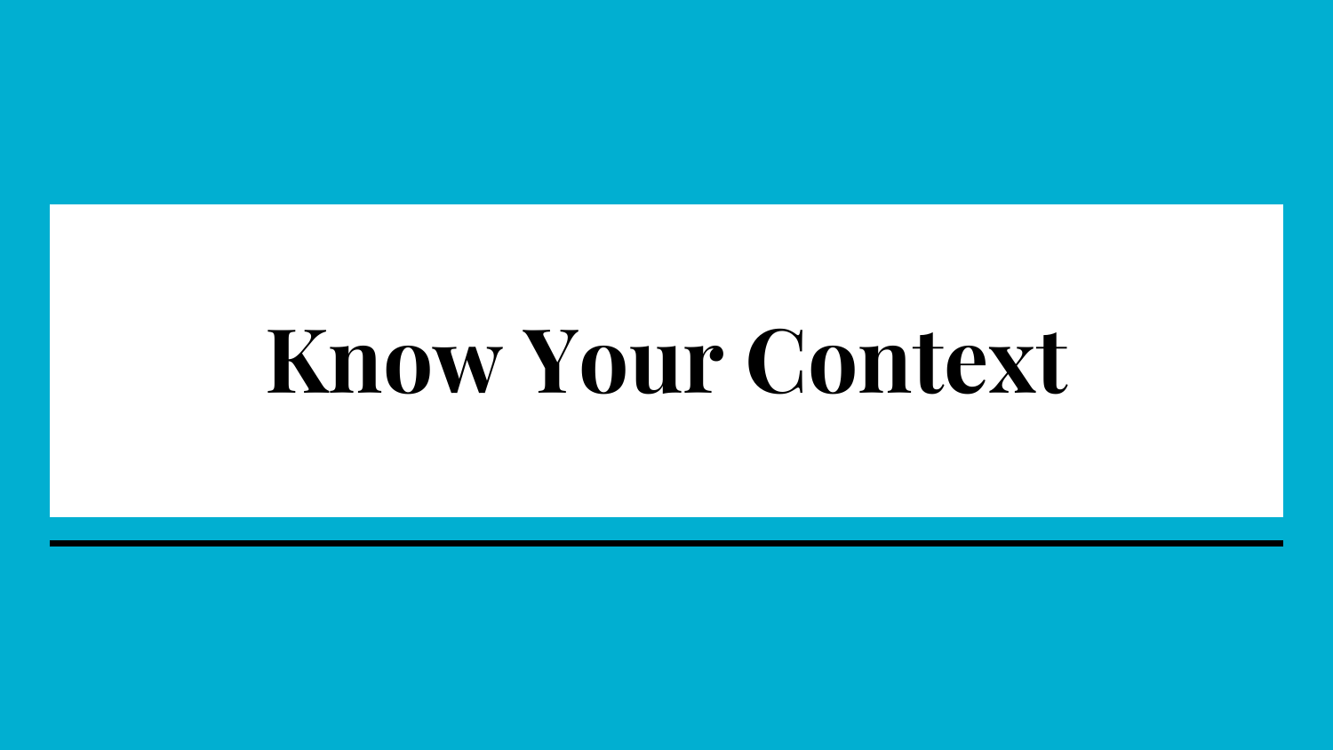# Know Your Context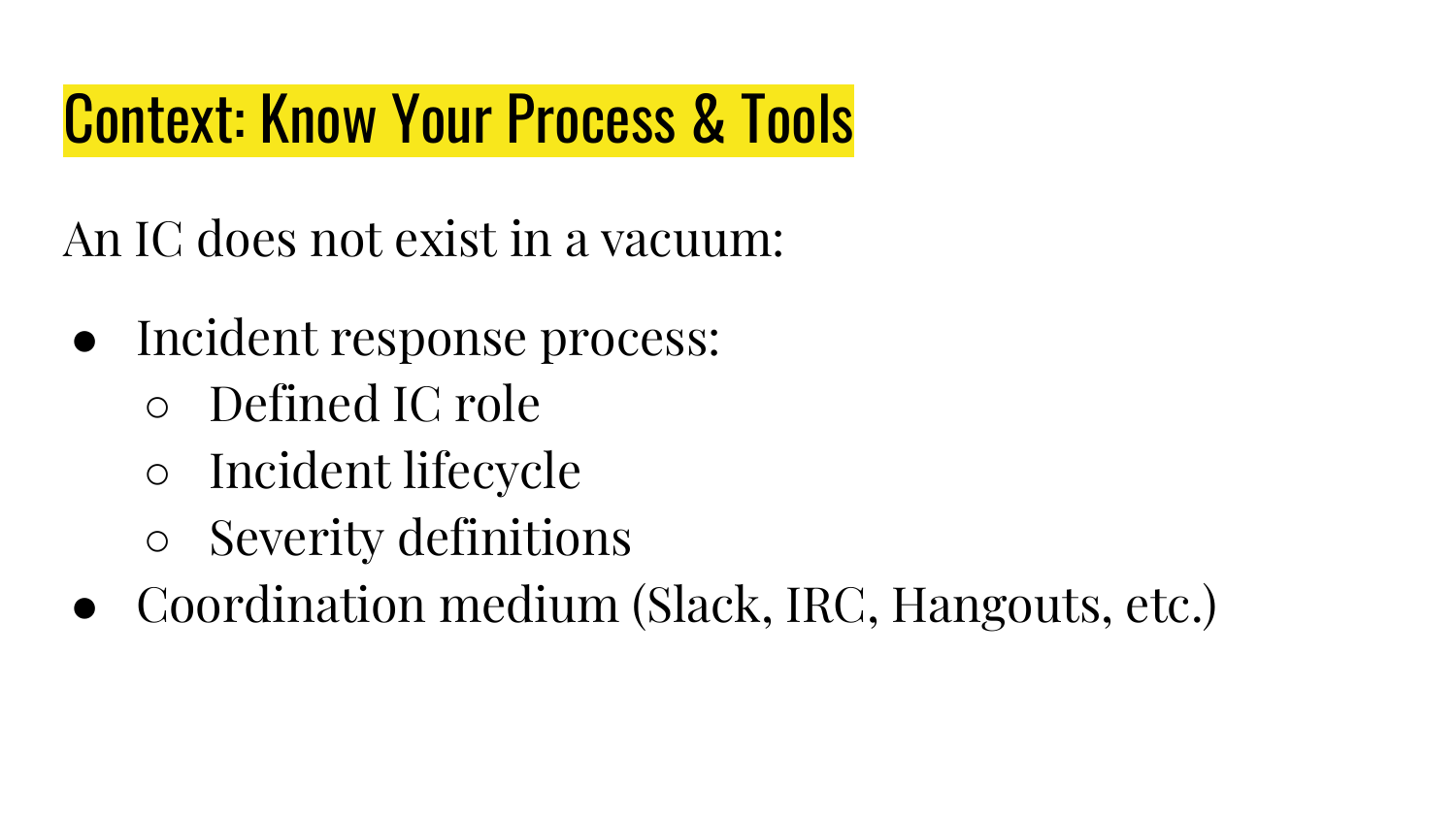# Context: Know Your Process & Tools

An IC does not exist in a vacuum:

- Incident response process:
  - Defined IC role
  - Incident lifecycle
  - Severity definitions
- Coordination medium (Slack, IRC, Hangouts, etc.)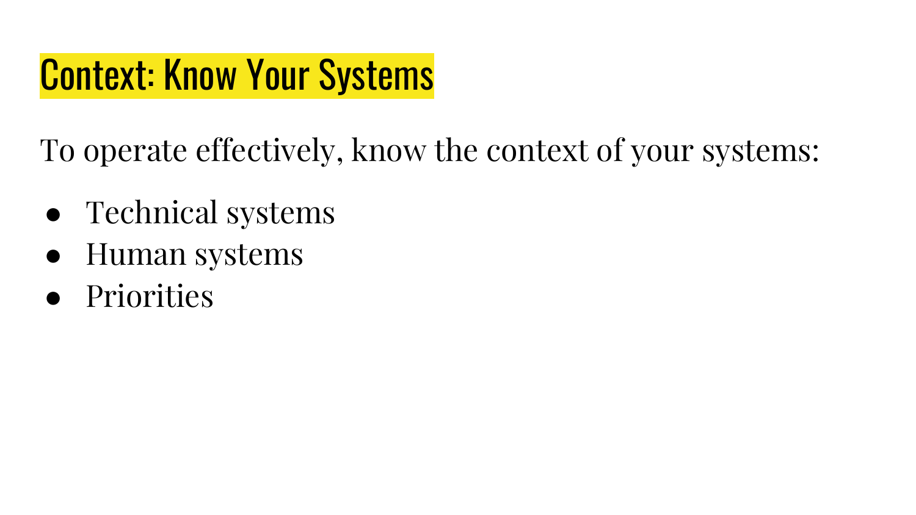# Context: Know Your Systems

To operate effectively, know the context of your systems:

- Technical systems
- Human systems
- Priorities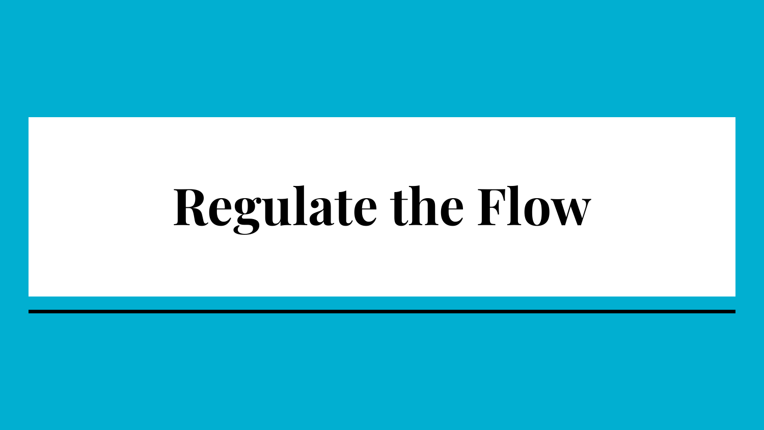# Regulate the Flow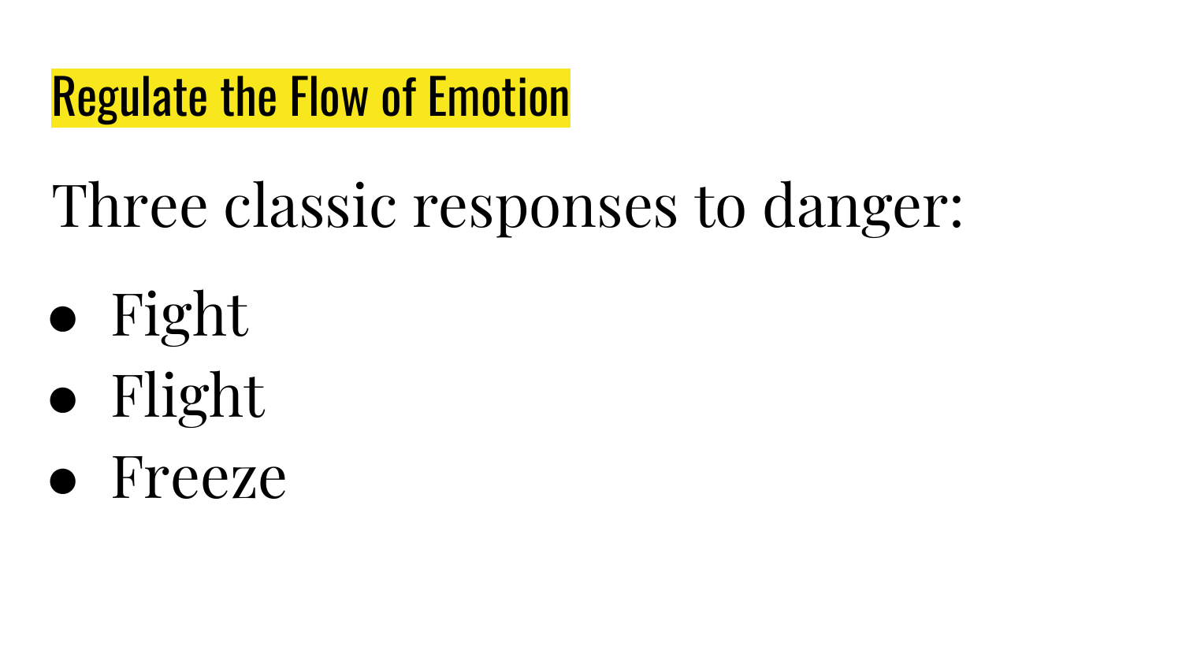## Regulate the Flow of Emotion

Three classic responses to danger:

- Fight
- Flight
- Freeze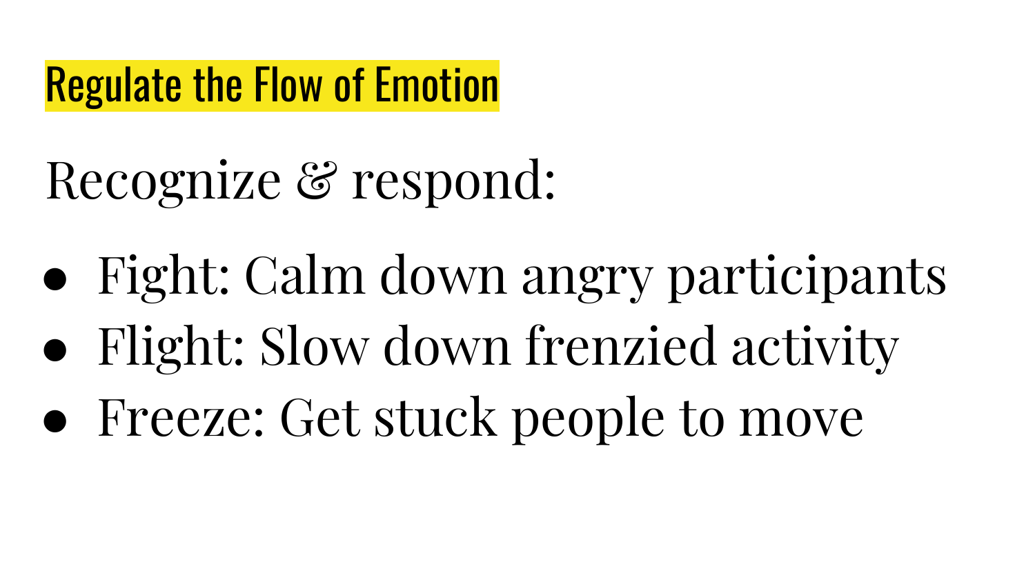## Regulate the Flow of Emotion

Recognize & respond:

- Fight: Calm down angry participants
- Flight: Slow down frenzied activity
- Freeze: Get stuck people to move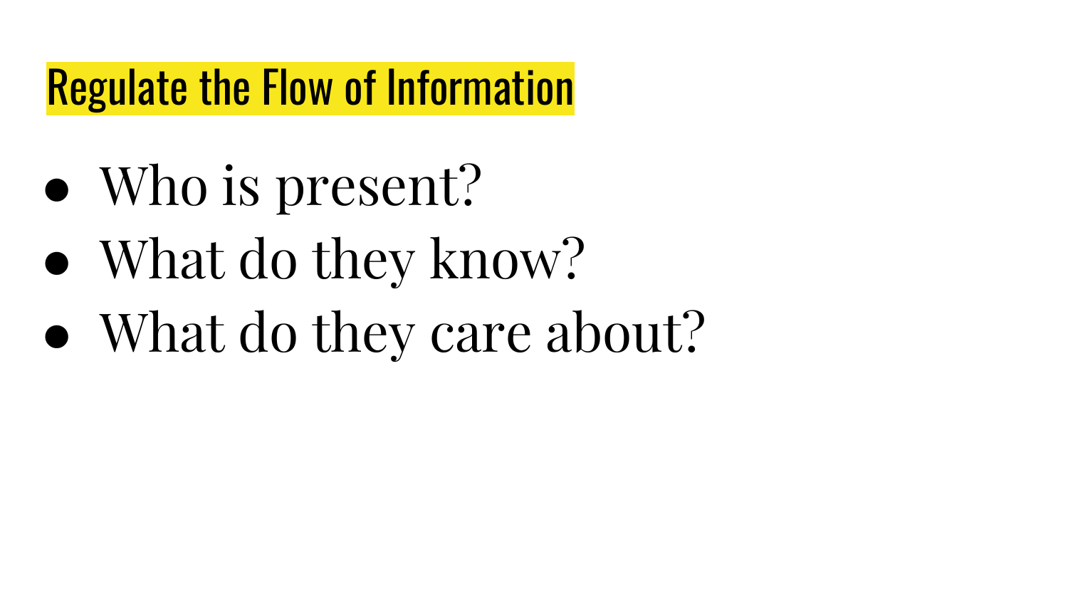## Regulate the Flow of Information

- Who is present?
- What do they know?
- What do they care about?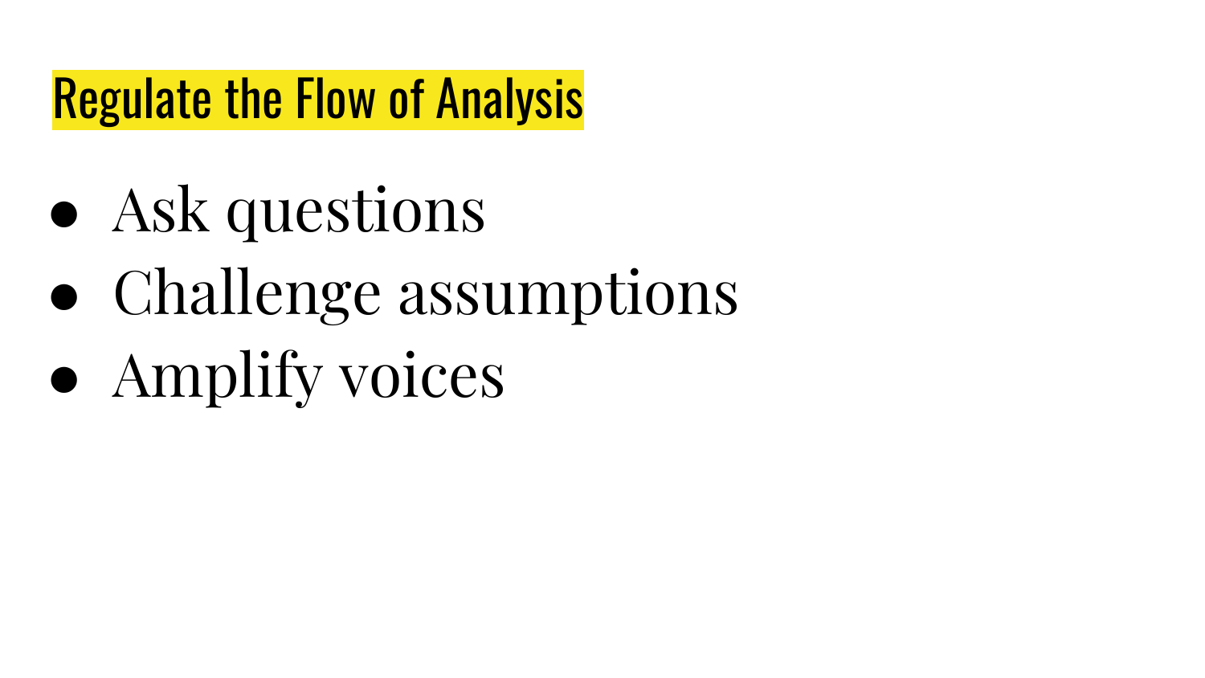# Regulate the Flow of Analysis

- Ask questions
- Challenge assumptions
- Amplify voices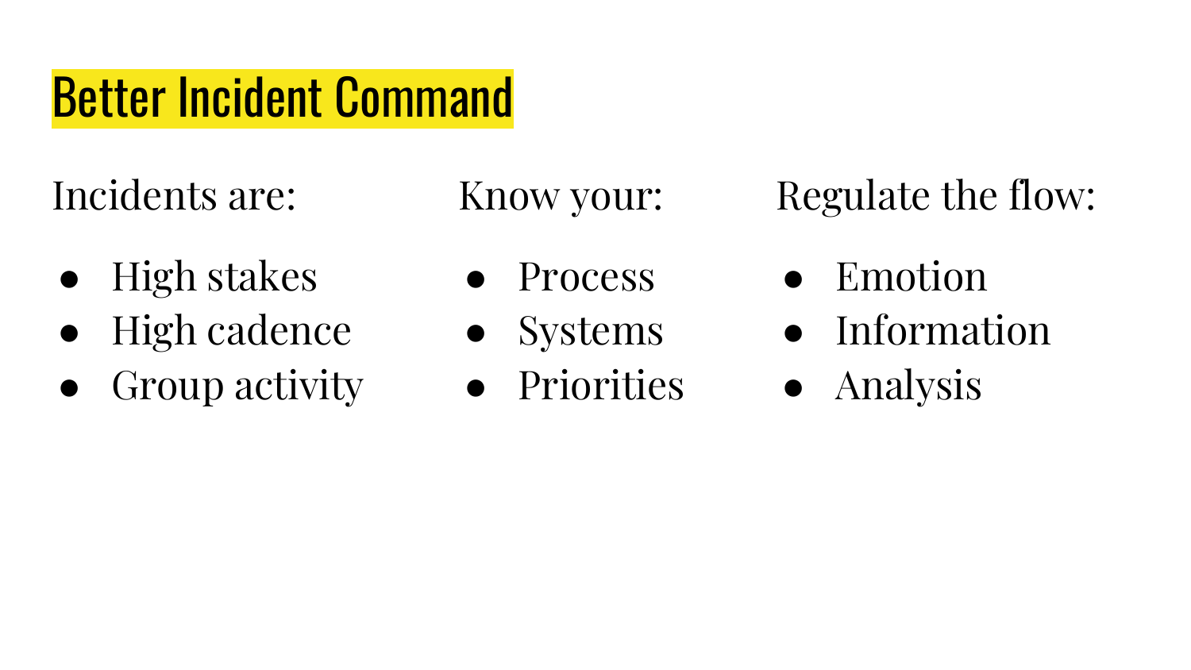# Better Incident Command

Incidents are:

- High stakes
- High cadence
- Group activity

Know your:

- Process
- Systems
- Priorities

Regulate the flow:

- Emotion
- Information
- Analysis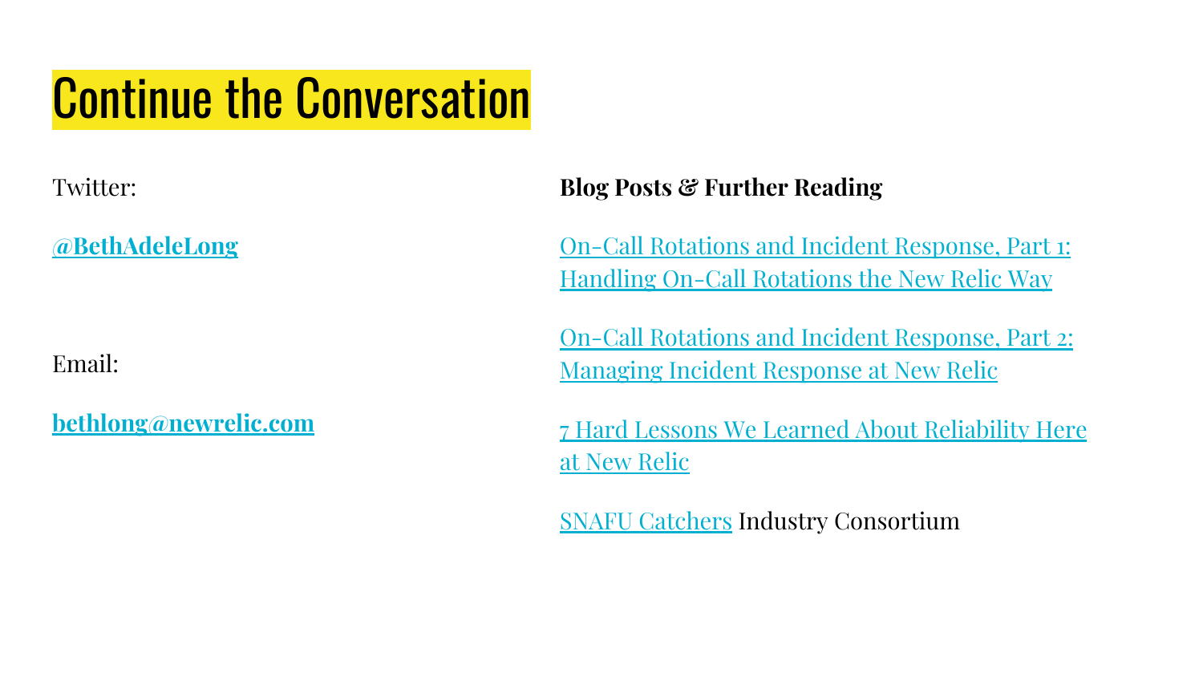# Continue the Conversation

Twitter:

**@BethAdeleLong**

Email:

**bethlong@newrelic.com**

**Blog Posts & Further Reading**

On-Call Rotations and Incident Response, Part 1: Handling On-Call Rotations the New Relic Way

On-Call Rotations and Incident Response, Part 2: Managing Incident Response at New Relic

7 Hard Lessons We Learned About Reliability Here at New Relic

SNAFU Catchers Industry Consortium